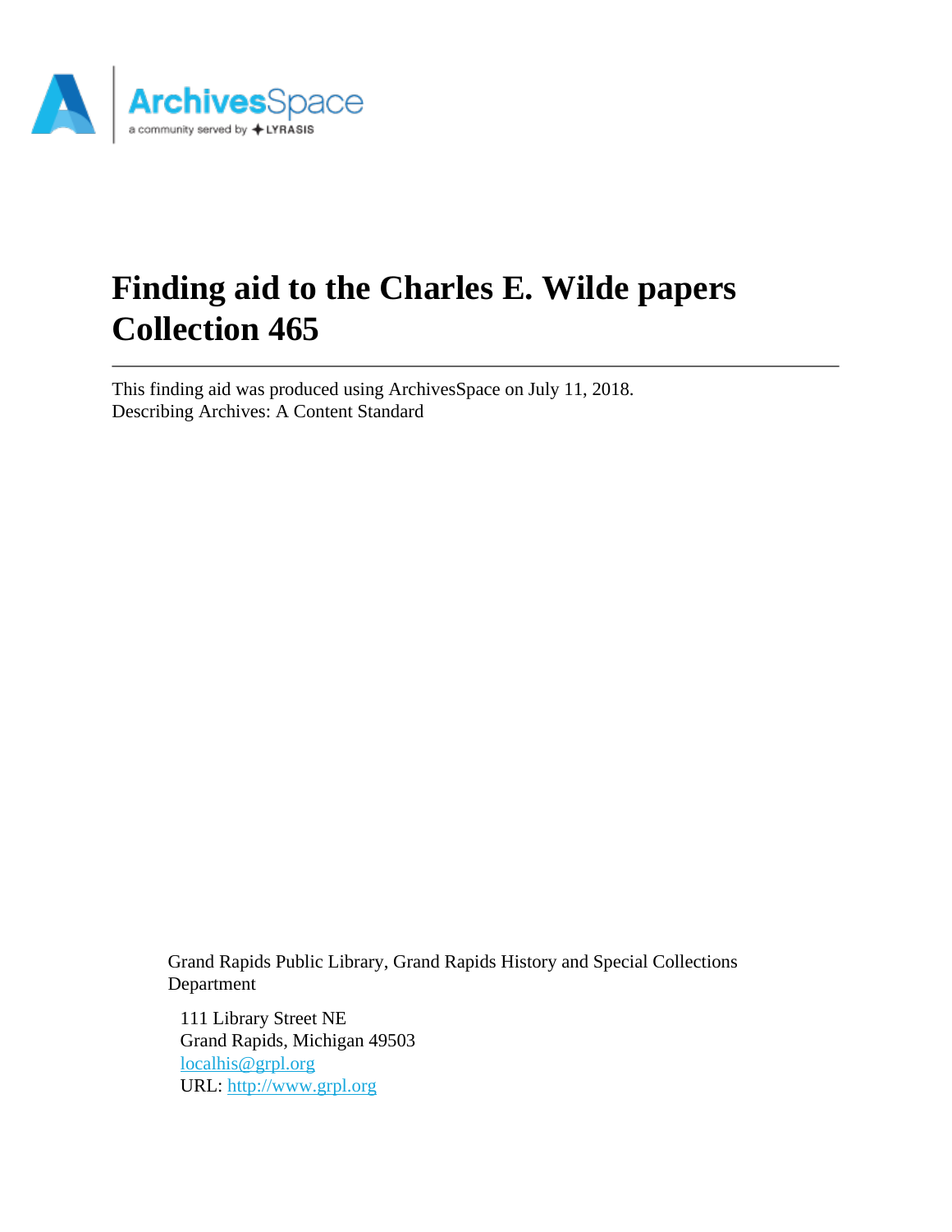# Finding aid to the Charles E. Wilde papers Collection 465

This finding aid was produced using ArchivesSpace on July 11, 2018.
Describing Archives: A Content Standard

Grand Rapids Public Library, Grand Rapids History and Special Collections Department

111 Library Street NE
Grand Rapids, Michigan 49503
localhis@grpl.org
URL: http://www.grpl.org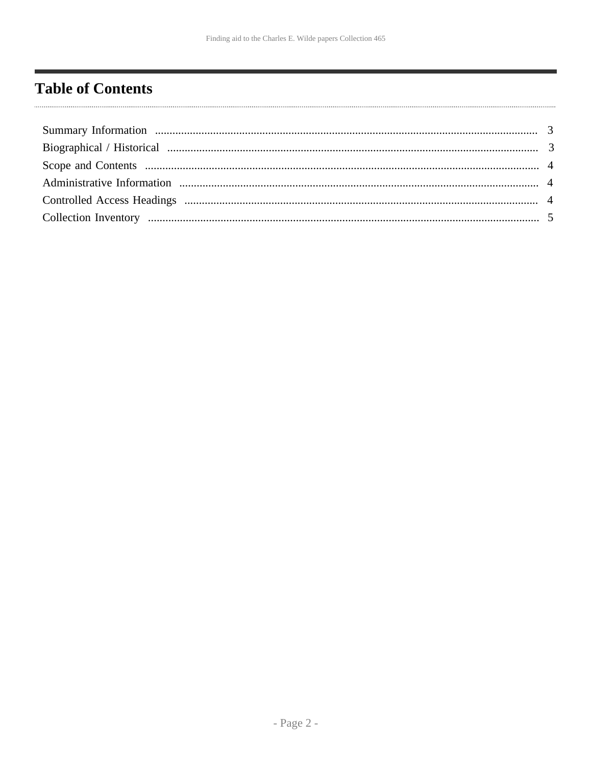## Table of Contents

| | |
|---|---|
| Summary Information | 3 |
| Biographical / Historical | 3 |
| Scope and Contents | 4 |
| Administrative Information | 4 |
| Controlled Access Headings | 4 |
| Collection Inventory | 5 |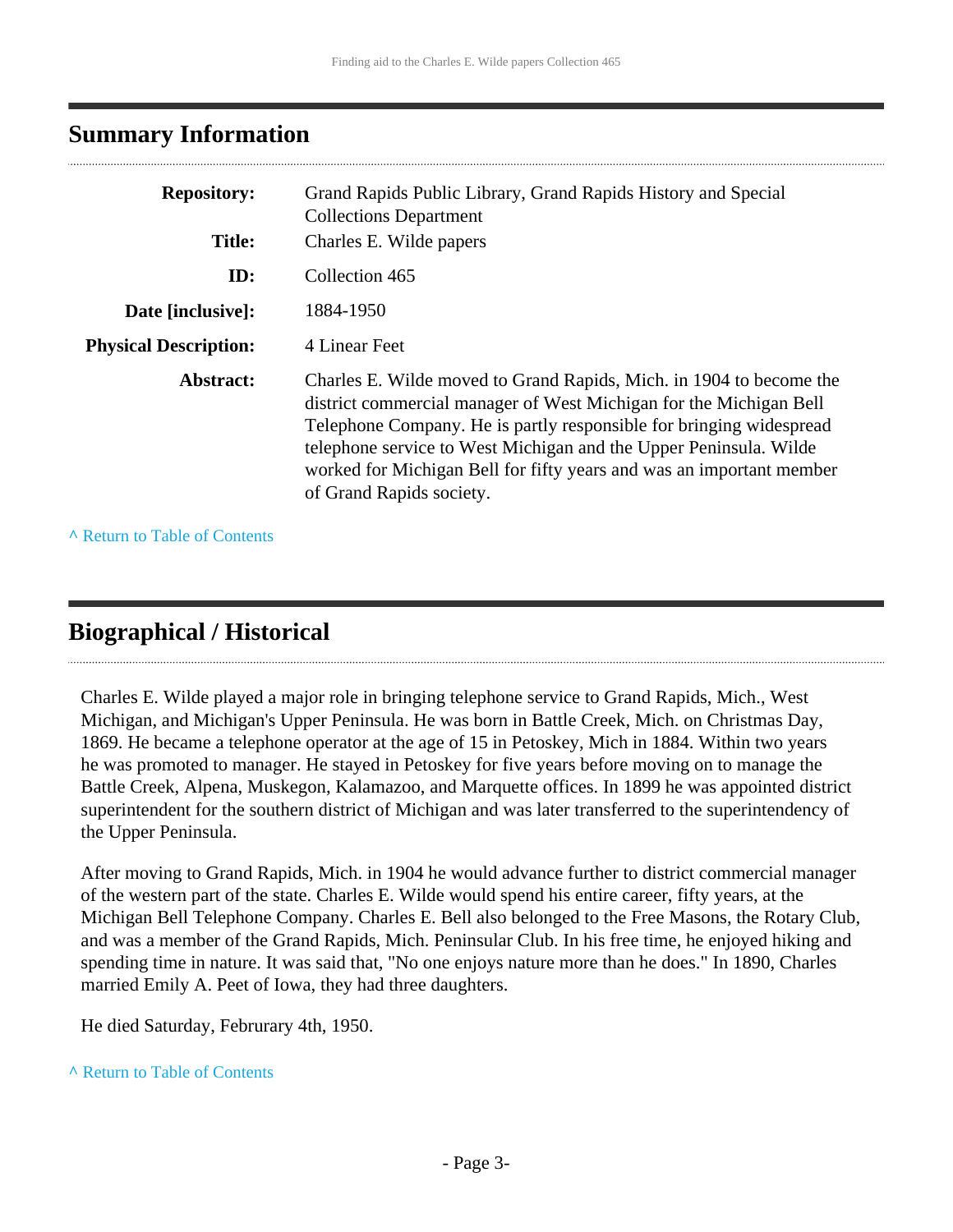## Summary Information

| | |
|---|---|
| **Repository:** | Grand Rapids Public Library, Grand Rapids History and Special Collections Department |
| **Title:** | Charles E. Wilde papers |
| **ID:** | Collection 465 |
| **Date [inclusive]:** | 1884-1950 |
| **Physical Description:** | 4 Linear Feet |
| **Abstract:** | Charles E. Wilde moved to Grand Rapids, Mich. in 1904 to become the district commercial manager of West Michigan for the Michigan Bell Telephone Company. He is partly responsible for bringing widespread telephone service to West Michigan and the Upper Peninsula. Wilde worked for Michigan Bell for fifty years and was an important member of Grand Rapids society. |

^ Return to Table of Contents

## Biographical / Historical

Charles E. Wilde played a major role in bringing telephone service to Grand Rapids, Mich., West Michigan, and Michigan's Upper Peninsula. He was born in Battle Creek, Mich. on Christmas Day, 1869. He became a telephone operator at the age of 15 in Petoskey, Mich in 1884. Within two years he was promoted to manager. He stayed in Petoskey for five years before moving on to manage the Battle Creek, Alpena, Muskegon, Kalamazoo, and Marquette offices. In 1899 he was appointed district superintendent for the southern district of Michigan and was later transferred to the superintendency of the Upper Peninsula.

After moving to Grand Rapids, Mich. in 1904 he would advance further to district commercial manager of the western part of the state. Charles E. Wilde would spend his entire career, fifty years, at the Michigan Bell Telephone Company. Charles E. Bell also belonged to the Free Masons, the Rotary Club, and was a member of the Grand Rapids, Mich. Peninsular Club. In his free time, he enjoyed hiking and spending time in nature. It was said that, "No one enjoys nature more than he does." In 1890, Charles married Emily A. Peet of Iowa, they had three daughters.

He died Saturday, Februrary 4th, 1950.

^ Return to Table of Contents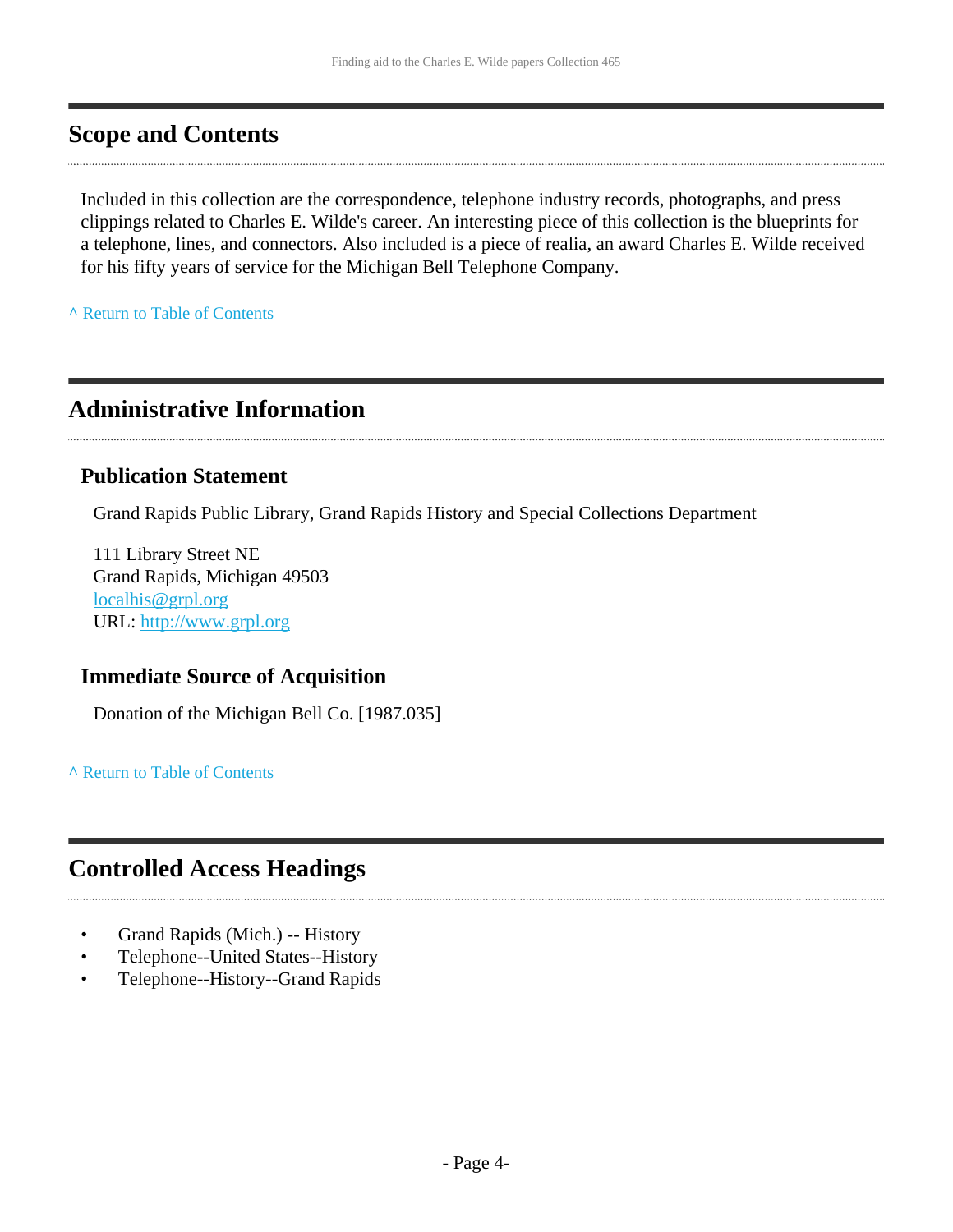## Scope and Contents

Included in this collection are the correspondence, telephone industry records, photographs, and press clippings related to Charles E. Wilde's career. An interesting piece of this collection is the blueprints for a telephone, lines, and connectors. Also included is a piece of realia, an award Charles E. Wilde received for his fifty years of service for the Michigan Bell Telephone Company.

^ Return to Table of Contents

## Administrative Information

### Publication Statement

Grand Rapids Public Library, Grand Rapids History and Special Collections Department

111 Library Street NE
Grand Rapids, Michigan 49503
localhis@grpl.org
URL: http://www.grpl.org

### Immediate Source of Acquisition

Donation of the Michigan Bell Co. [1987.035]

^ Return to Table of Contents

## Controlled Access Headings

- Grand Rapids (Mich.) -- History
- Telephone--United States--History
- Telephone--History--Grand Rapids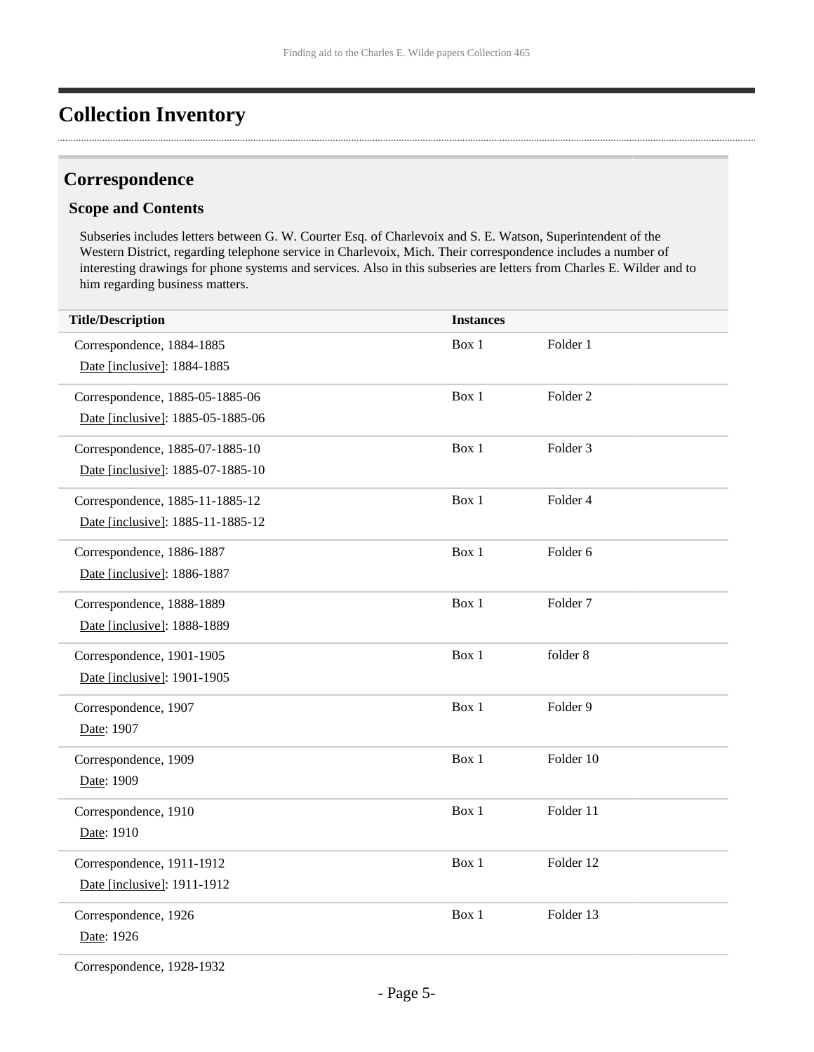# Collection Inventory

## Correspondence

### Scope and Contents

Subseries includes letters between G. W. Courter Esq. of Charlevoix and S. E. Watson, Superintendent of the Western District, regarding telephone service in Charlevoix, Mich. Their correspondence includes a number of interesting drawings for phone systems and services. Also in this subseries are letters from Charles E. Wilder and to him regarding business matters.

| Title/Description | Instances | |
|---|---|---|
| Correspondence, 1884-1885<br>Date [inclusive]: 1884-1885 | Box 1 | Folder 1 |
| Correspondence, 1885-05-1885-06<br>Date [inclusive]: 1885-05-1885-06 | Box 1 | Folder 2 |
| Correspondence, 1885-07-1885-10<br>Date [inclusive]: 1885-07-1885-10 | Box 1 | Folder 3 |
| Correspondence, 1885-11-1885-12<br>Date [inclusive]: 1885-11-1885-12 | Box 1 | Folder 4 |
| Correspondence, 1886-1887<br>Date [inclusive]: 1886-1887 | Box 1 | Folder 6 |
| Correspondence, 1888-1889<br>Date [inclusive]: 1888-1889 | Box 1 | Folder 7 |
| Correspondence, 1901-1905<br>Date [inclusive]: 1901-1905 | Box 1 | folder 8 |
| Correspondence, 1907<br>Date: 1907 | Box 1 | Folder 9 |
| Correspondence, 1909<br>Date: 1909 | Box 1 | Folder 10 |
| Correspondence, 1910<br>Date: 1910 | Box 1 | Folder 11 |
| Correspondence, 1911-1912<br>Date [inclusive]: 1911-1912 | Box 1 | Folder 12 |
| Correspondence, 1926<br>Date: 1926 | Box 1 | Folder 13 |
| Correspondence, 1928-1932 | | |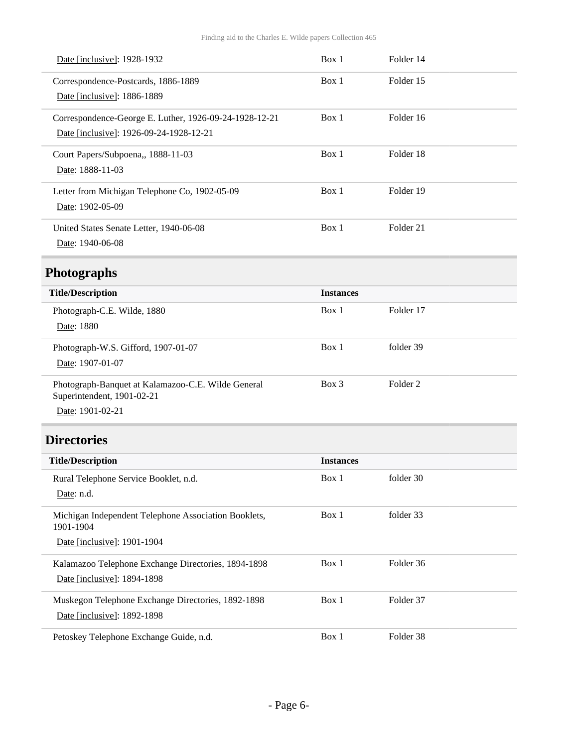| Title/Description | Instances | |
|---|---|---|
| Date [inclusive]: 1928-1932 | Box 1 | Folder 14 |
| Correspondence-Postcards, 1886-1889<br>Date [inclusive]: 1886-1889 | Box 1 | Folder 15 |
| Correspondence-George E. Luther, 1926-09-24-1928-12-21<br>Date [inclusive]: 1926-09-24-1928-12-21 | Box 1 | Folder 16 |
| Court Papers/Subpoena,, 1888-11-03<br>Date: 1888-11-03 | Box 1 | Folder 18 |
| Letter from Michigan Telephone Co, 1902-05-09<br>Date: 1902-05-09 | Box 1 | Folder 19 |
| United States Senate Letter, 1940-06-08<br>Date: 1940-06-08 | Box 1 | Folder 21 |

## Photographs

| Title/Description | Instances | |
|---|---|---|
| Photograph-C.E. Wilde, 1880<br>Date: 1880 | Box 1 | Folder 17 |
| Photograph-W.S. Gifford, 1907-01-07<br>Date: 1907-01-07 | Box 1 | folder 39 |
| Photograph-Banquet at Kalamazoo-C.E. Wilde General Superintendent, 1901-02-21<br>Date: 1901-02-21 | Box 3 | Folder 2 |

## Directories

| Title/Description | Instances | |
|---|---|---|
| Rural Telephone Service Booklet, n.d.<br>Date: n.d. | Box 1 | folder 30 |
| Michigan Independent Telephone Association Booklets, 1901-1904<br>Date [inclusive]: 1901-1904 | Box 1 | folder 33 |
| Kalamazoo Telephone Exchange Directories, 1894-1898<br>Date [inclusive]: 1894-1898 | Box 1 | Folder 36 |
| Muskegon Telephone Exchange Directories, 1892-1898<br>Date [inclusive]: 1892-1898 | Box 1 | Folder 37 |
| Petoskey Telephone Exchange Guide, n.d. | Box 1 | Folder 38 |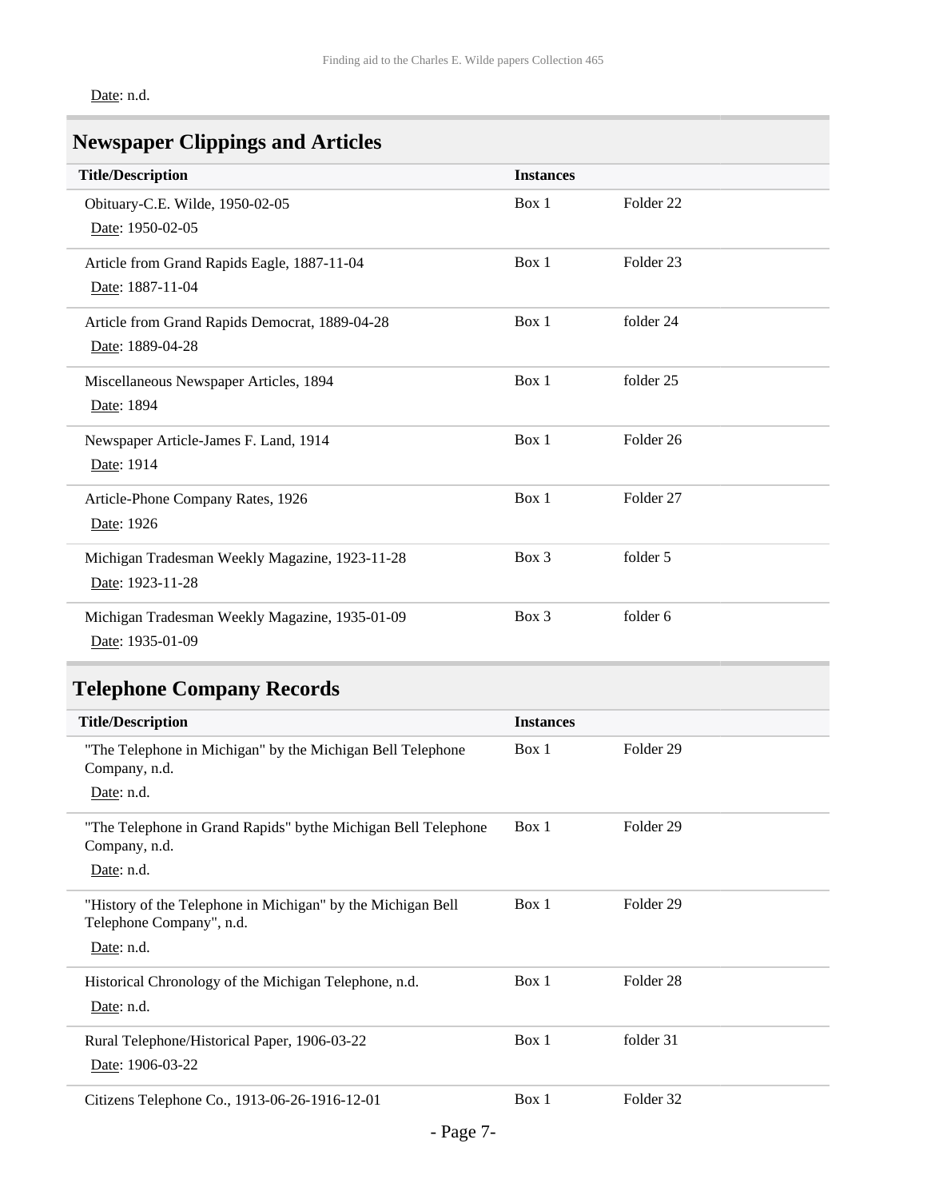Date: n.d.

## Newspaper Clippings and Articles

| Title/Description | Instances | |
|---|---|---|
| Obituary-C.E. Wilde, 1950-02-05<br>Date: 1950-02-05 | Box 1 | Folder 22 |
| Article from Grand Rapids Eagle, 1887-11-04<br>Date: 1887-11-04 | Box 1 | Folder 23 |
| Article from Grand Rapids Democrat, 1889-04-28<br>Date: 1889-04-28 | Box 1 | folder 24 |
| Miscellaneous Newspaper Articles, 1894<br>Date: 1894 | Box 1 | folder 25 |
| Newspaper Article-James F. Land, 1914<br>Date: 1914 | Box 1 | Folder 26 |
| Article-Phone Company Rates, 1926<br>Date: 1926 | Box 1 | Folder 27 |
| Michigan Tradesman Weekly Magazine, 1923-11-28<br>Date: 1923-11-28 | Box 3 | folder 5 |
| Michigan Tradesman Weekly Magazine, 1935-01-09<br>Date: 1935-01-09 | Box 3 | folder 6 |

## Telephone Company Records

| Title/Description | Instances | |
|---|---|---|
| "The Telephone in Michigan" by the Michigan Bell Telephone Company, n.d.<br>Date: n.d. | Box 1 | Folder 29 |
| "The Telephone in Grand Rapids" bythe Michigan Bell Telephone Company, n.d.<br>Date: n.d. | Box 1 | Folder 29 |
| "History of the Telephone in Michigan" by the Michigan Bell Telephone Company", n.d.<br>Date: n.d. | Box 1 | Folder 29 |
| Historical Chronology of the Michigan Telephone, n.d.<br>Date: n.d. | Box 1 | Folder 28 |
| Rural Telephone/Historical Paper, 1906-03-22<br>Date: 1906-03-22 | Box 1 | folder 31 |
| Citizens Telephone Co., 1913-06-26-1916-12-01 | Box 1 | Folder 32 |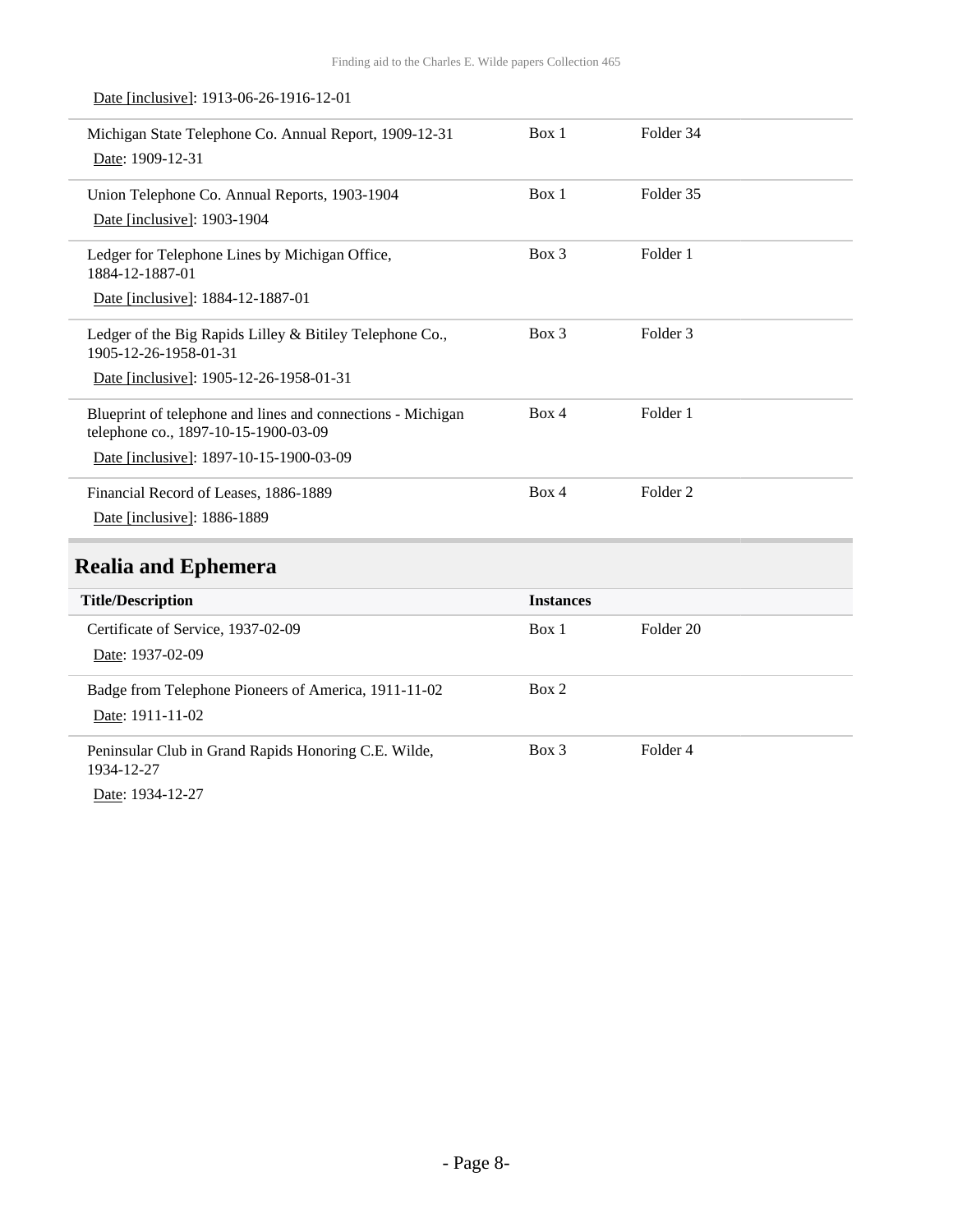Date [inclusive]: 1913-06-26-1916-12-01

| | | |
|---|---|---|
| Michigan State Telephone Co. Annual Report, 1909-12-31<br>Date: 1909-12-31 | Box 1 | Folder 34 |
| Union Telephone Co. Annual Reports, 1903-1904<br>Date [inclusive]: 1903-1904 | Box 1 | Folder 35 |
| Ledger for Telephone Lines by Michigan Office, 1884-12-1887-01<br>Date [inclusive]: 1884-12-1887-01 | Box 3 | Folder 1 |
| Ledger of the Big Rapids Lilley & Bitiley Telephone Co., 1905-12-26-1958-01-31<br>Date [inclusive]: 1905-12-26-1958-01-31 | Box 3 | Folder 3 |
| Blueprint of telephone and lines and connections - Michigan telephone co., 1897-10-15-1900-03-09<br>Date [inclusive]: 1897-10-15-1900-03-09 | Box 4 | Folder 1 |
| Financial Record of Leases, 1886-1889<br>Date [inclusive]: 1886-1889 | Box 4 | Folder 2 |

## Realia and Ephemera

| Title/Description | Instances | |
|---|---|---|
| Certificate of Service, 1937-02-09<br>Date: 1937-02-09 | Box 1 | Folder 20 |
| Badge from Telephone Pioneers of America, 1911-11-02<br>Date: 1911-11-02 | Box 2 | |
| Peninsular Club in Grand Rapids Honoring C.E. Wilde, 1934-12-27<br>Date: 1934-12-27 | Box 3 | Folder 4 |